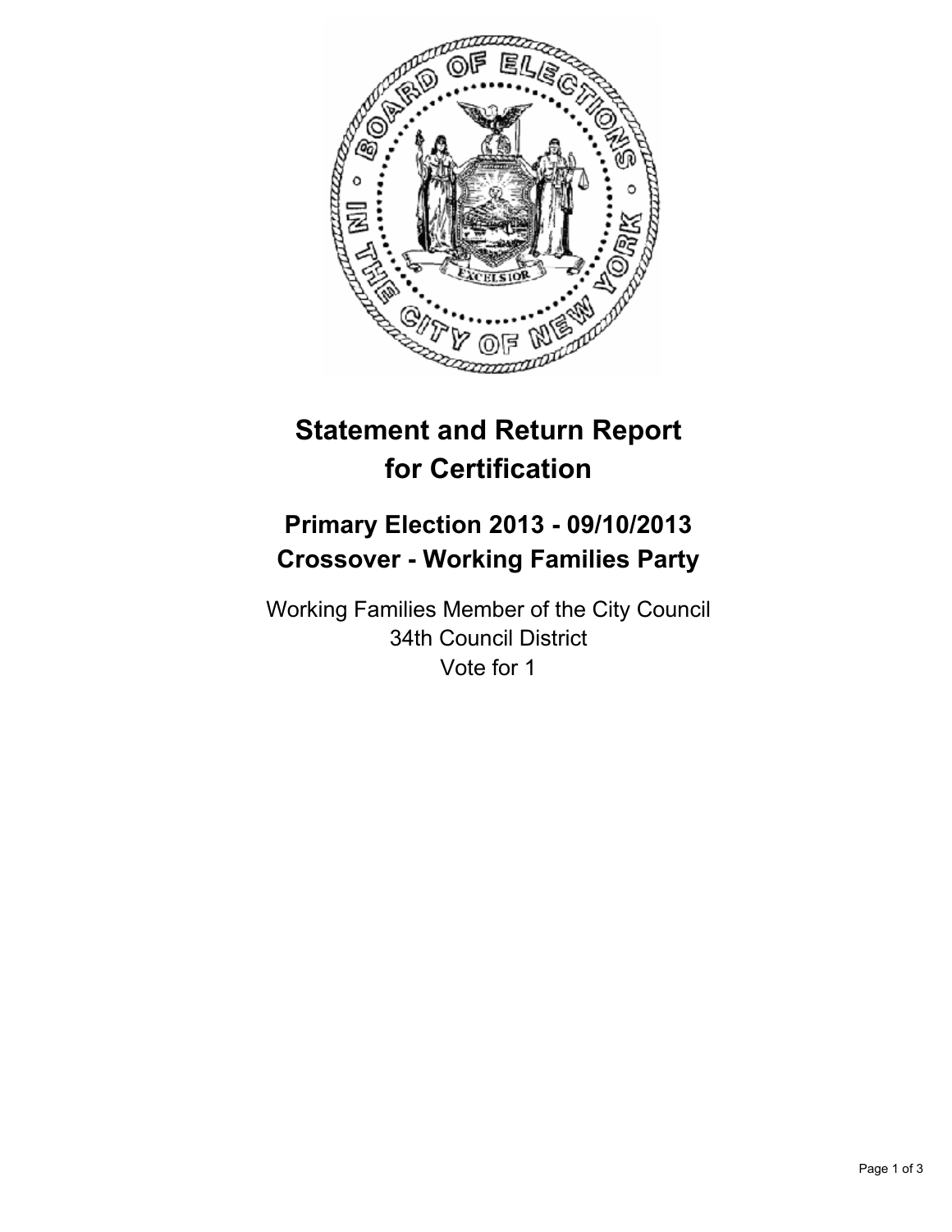# Statement and Return Report for Certification

## Primary Election 2013 - 09/10/2013
## Crossover - Working Families Party

Working Families Member of the City Council
34th Council District
Vote for 1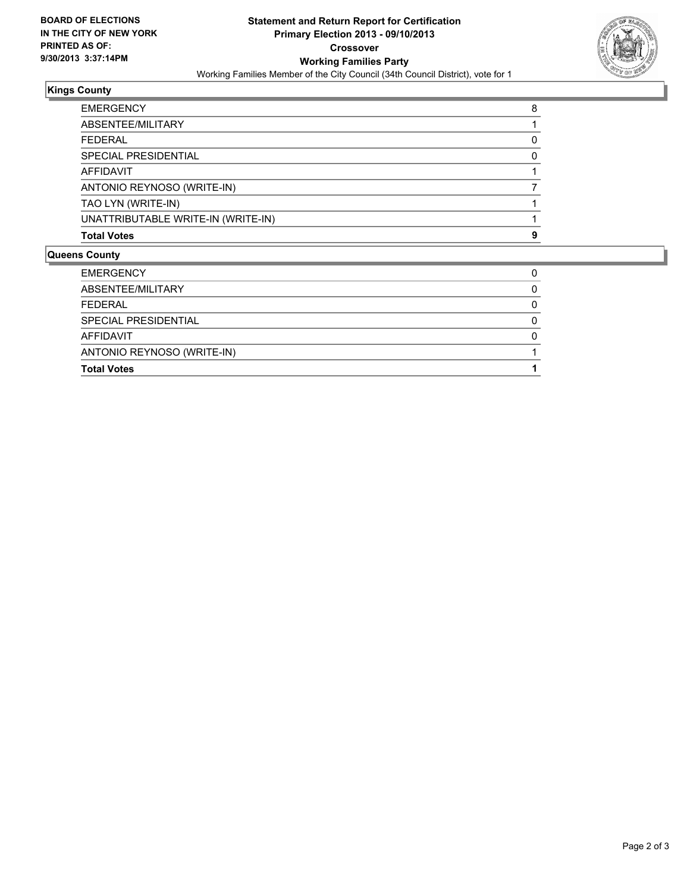**BOARD OF ELECTIONS IN THE CITY OF NEW YORK PRINTED AS OF: 9/30/2013 3:37:14PM**

# Statement and Return Report for Certification
## Primary Election 2013 - 09/10/2013
## Crossover
## Working Families Party

Working Families Member of the City Council (34th Council District), vote for 1

### Kings County

| | |
|---|---|
| EMERGENCY | 8 |
| ABSENTEE/MILITARY | 1 |
| FEDERAL | 0 |
| SPECIAL PRESIDENTIAL | 0 |
| AFFIDAVIT | 1 |
| ANTONIO REYNOSO (WRITE-IN) | 7 |
| TAO LYN (WRITE-IN) | 1 |
| UNATTRIBUTABLE WRITE-IN (WRITE-IN) | 1 |
| **Total Votes** | **9** |

### Queens County

| | |
|---|---|
| EMERGENCY | 0 |
| ABSENTEE/MILITARY | 0 |
| FEDERAL | 0 |
| SPECIAL PRESIDENTIAL | 0 |
| AFFIDAVIT | 0 |
| ANTONIO REYNOSO (WRITE-IN) | 1 |
| **Total Votes** | **1** |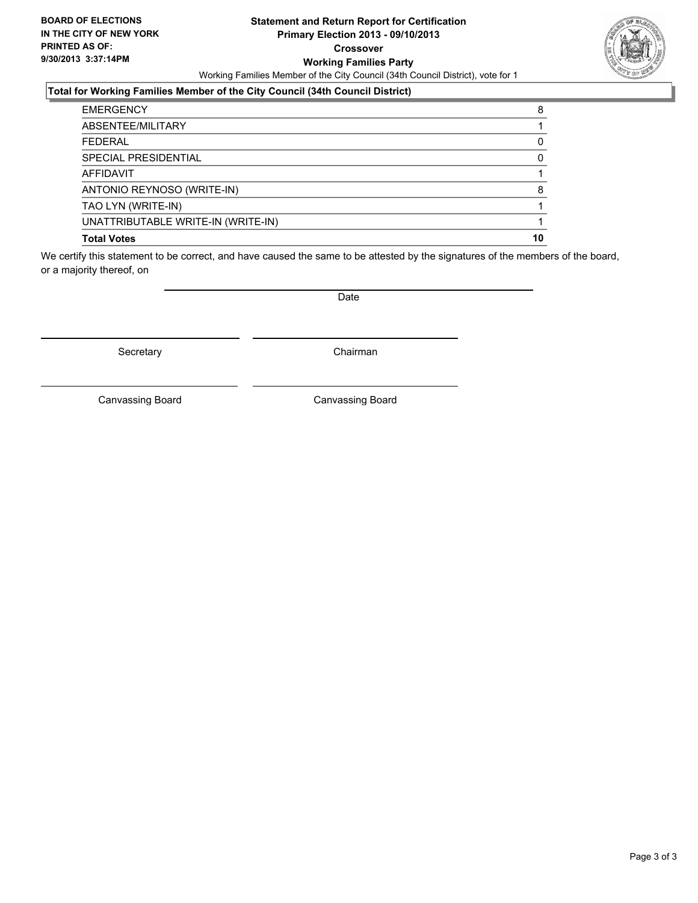**BOARD OF ELECTIONS IN THE CITY OF NEW YORK PRINTED AS OF: 9/30/2013 3:37:14PM**

**Statement and Return Report for Certification**
**Primary Election 2013 - 09/10/2013**
**Crossover**
**Working Families Party**

Working Families Member of the City Council (34th Council District), vote for 1

**Total for Working Families Member of the City Council (34th Council District)**

| | |
|---|---|
| EMERGENCY | 8 |
| ABSENTEE/MILITARY | 1 |
| FEDERAL | 0 |
| SPECIAL PRESIDENTIAL | 0 |
| AFFIDAVIT | 1 |
| ANTONIO REYNOSO (WRITE-IN) | 8 |
| TAO LYN (WRITE-IN) | 1 |
| UNATTRIBUTABLE WRITE-IN (WRITE-IN) | 1 |
| **Total Votes** | **10** |

We certify this statement to be correct, and have caused the same to be attested by the signatures of the members of the board, or a majority thereof, on

Date

Secretary

Chairman

Canvassing Board

Canvassing Board